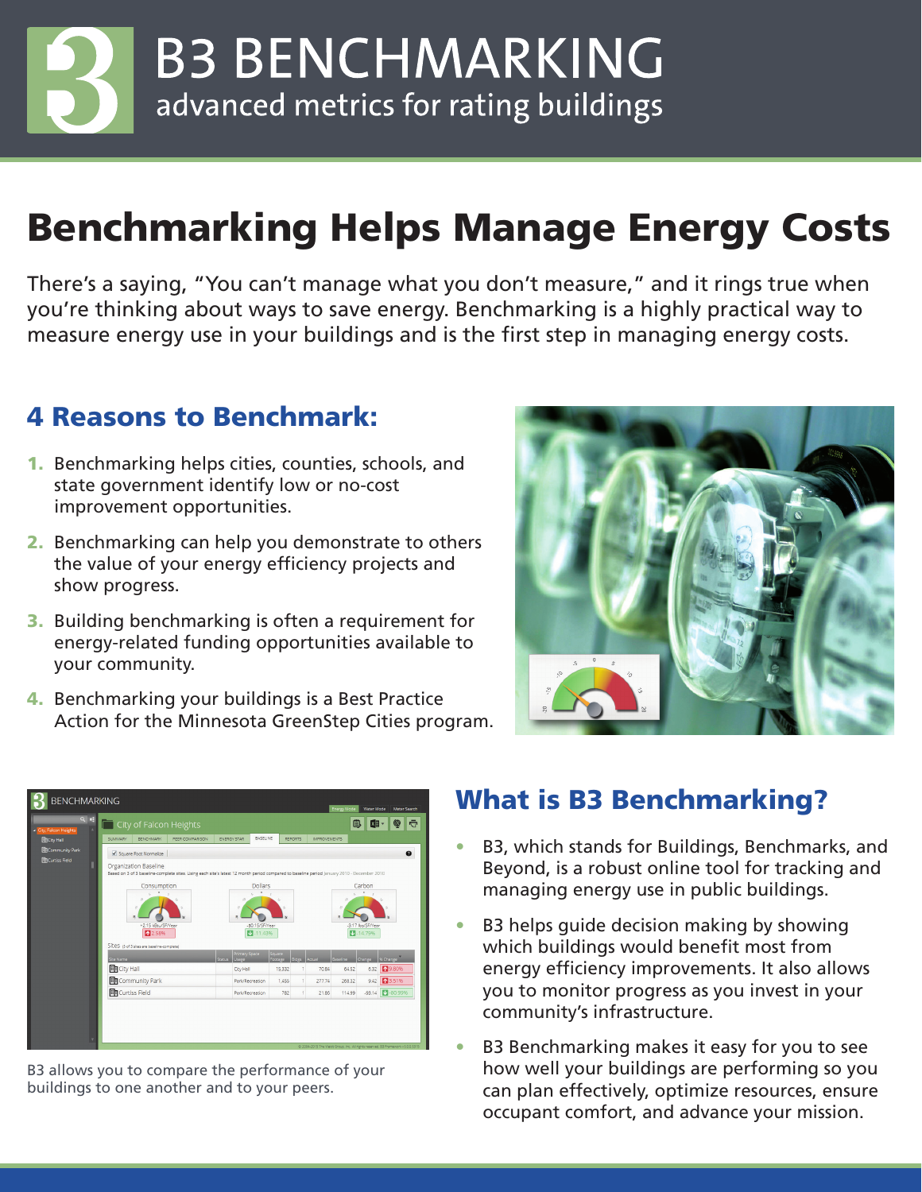# B3 BENCHMARKING

advanced metrics for rating buildings

# Benchmarking Helps Manage Energy Costs

There's a saying, "You can't manage what you don't measure," and it rings true when you're thinking about ways to save energy. Benchmarking is a highly practical way to measure energy use in your buildings and is the first step in managing energy costs.

## 4 Reasons to Benchmark:

1. Benchmarking helps cities, counties, schools, and state government identify low or no-cost improvement opportunities.
2. Benchmarking can help you demonstrate to others the value of your energy efficiency projects and show progress.
3. Building benchmarking is often a requirement for energy-related funding opportunities available to your community.
4. Benchmarking your buildings is a Best Practice Action for the Minnesota GreenStep Cities program.

B3 allows you to compare the performance of your buildings to one another and to your peers.

## What is B3 Benchmarking?

- B3, which stands for Buildings, Benchmarks, and Beyond, is a robust online tool for tracking and managing energy use in public buildings.
- B3 helps guide decision making by showing which buildings would benefit most from energy efficiency improvements. It also allows you to monitor progress as you invest in your community's infrastructure.
- B3 Benchmarking makes it easy for you to see how well your buildings are performing so you can plan effectively, optimize resources, ensure occupant comfort, and advance your mission.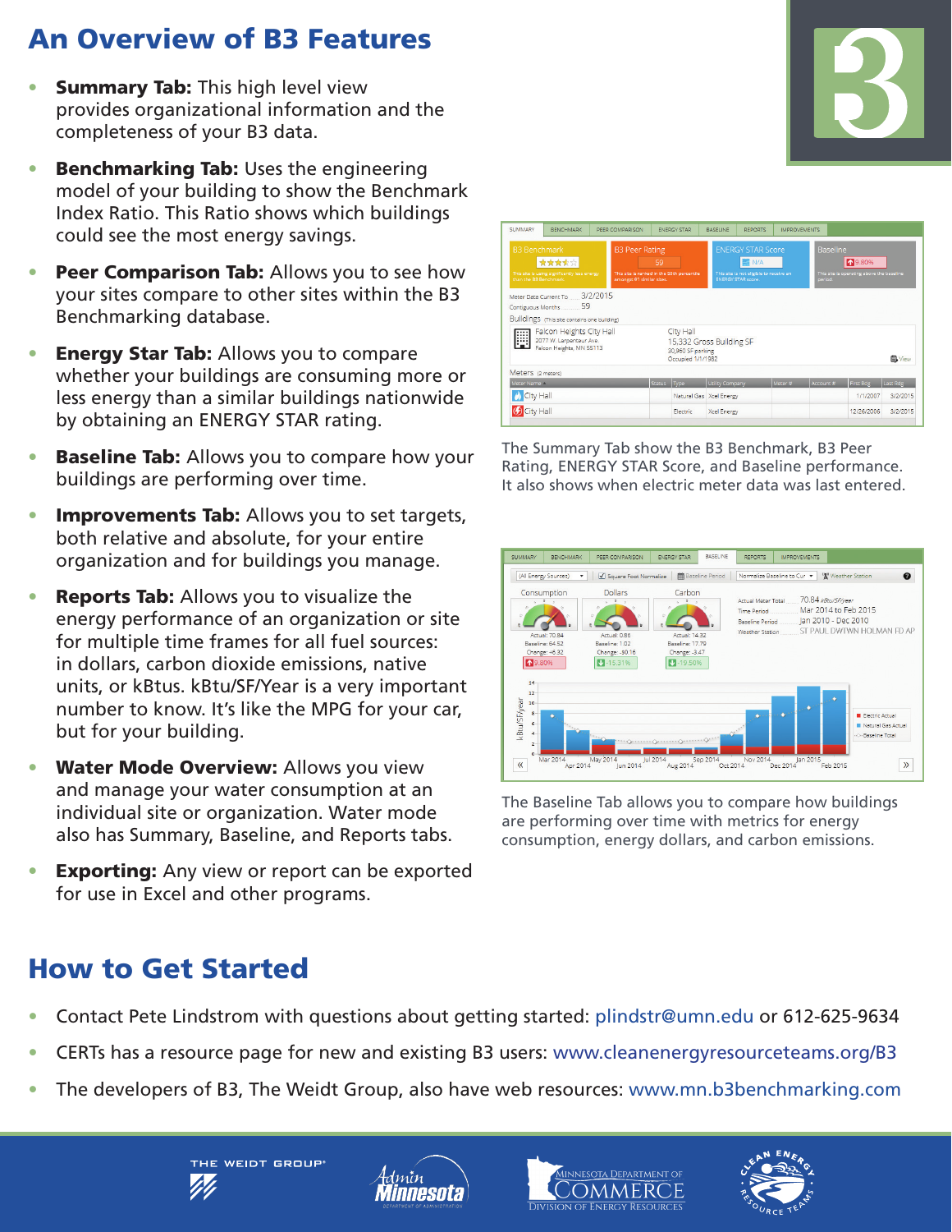# An Overview of B3 Features

- **Summary Tab:** This high level view provides organizational information and the completeness of your B3 data.
- **Benchmarking Tab:** Uses the engineering model of your building to show the Benchmark Index Ratio. This Ratio shows which buildings could see the most energy savings.
- **Peer Comparison Tab:** Allows you to see how your sites compare to other sites within the B3 Benchmarking database.
- **Energy Star Tab:** Allows you to compare whether your buildings are consuming more or less energy than a similar buildings nationwide by obtaining an ENERGY STAR rating.
- **Baseline Tab:** Allows you to compare how your buildings are performing over time.
- **Improvements Tab:** Allows you to set targets, both relative and absolute, for your entire organization and for buildings you manage.
- **Reports Tab:** Allows you to visualize the energy performance of an organization or site for multiple time frames for all fuel sources: in dollars, carbon dioxide emissions, native units, or kBtus. kBtu/SF/Year is a very important number to know. It's like the MPG for your car, but for your building.
- **Water Mode Overview:** Allows you view and manage your water consumption at an individual site or organization. Water mode also has Summary, Baseline, and Reports tabs.
- **Exporting:** Any view or report can be exported for use in Excel and other programs.

The Summary Tab show the B3 Benchmark, B3 Peer Rating, ENERGY STAR Score, and Baseline performance. It also shows when electric meter data was last entered.

The Baseline Tab allows you to compare how buildings are performing over time with metrics for energy consumption, energy dollars, and carbon emissions.

# How to Get Started

- Contact Pete Lindstrom with questions about getting started: plindstr@umn.edu or 612-625-9634
- CERTs has a resource page for new and existing B3 users: www.cleanenergyresourceteams.org/B3
- The developers of B3, The Weidt Group, also have web resources: www.mn.b3benchmarking.com